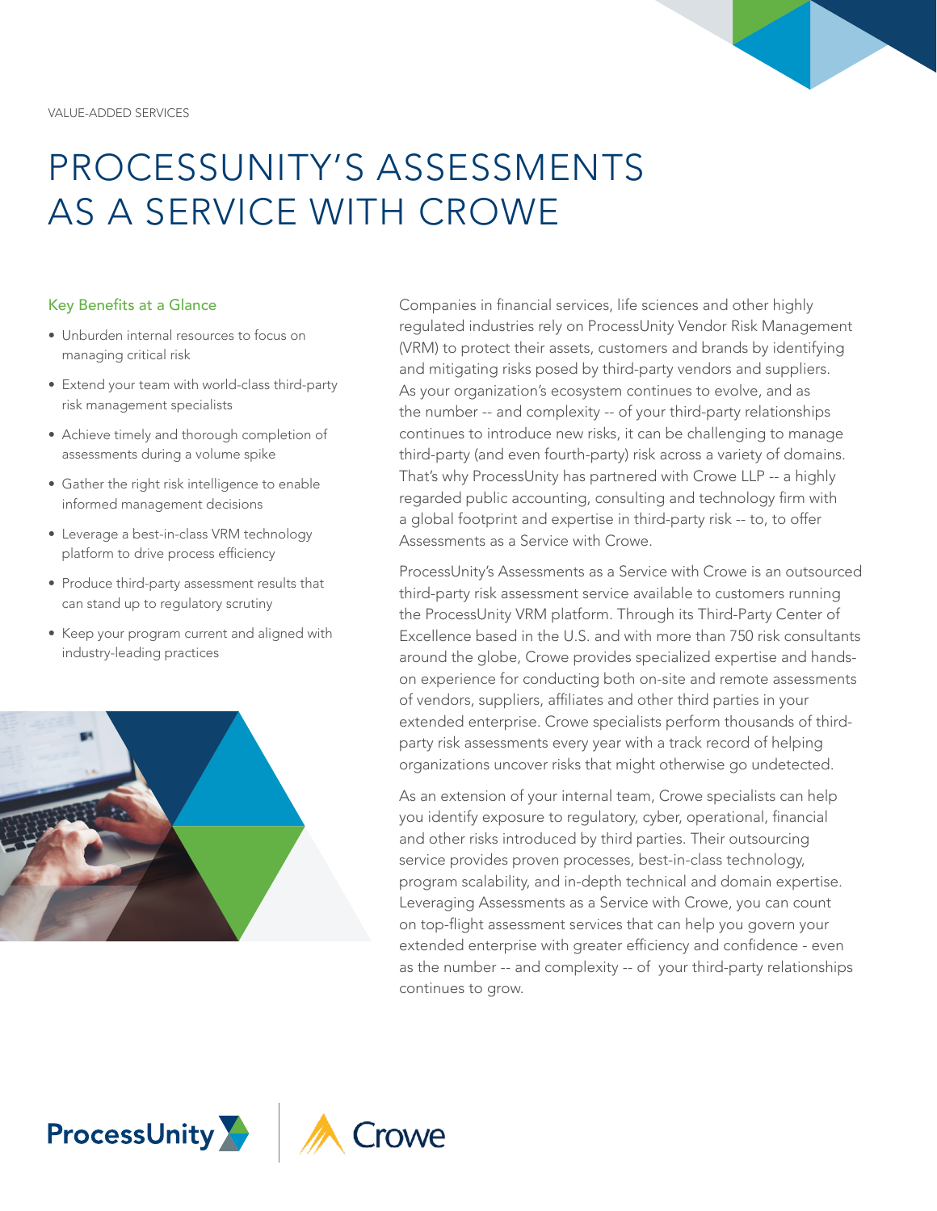VALUE-ADDED SERVICES

# PROCESSUNITY'S ASSESSMENTS AS A SERVICE WITH CROWE

### Key Benefits at a Glance

- Unburden internal resources to focus on managing critical risk
- Extend your team with world-class third-party risk management specialists
- Achieve timely and thorough completion of assessments during a volume spike
- Gather the right risk intelligence to enable informed management decisions
- Leverage a best-in-class VRM technology platform to drive process efficiency
- Produce third-party assessment results that can stand up to regulatory scrutiny
- Keep your program current and aligned with industry-leading practices

Companies in financial services, life sciences and other highly regulated industries rely on ProcessUnity Vendor Risk Management (VRM) to protect their assets, customers and brands by identifying and mitigating risks posed by third-party vendors and suppliers. As your organization's ecosystem continues to evolve, and as the number -- and complexity -- of your third-party relationships continues to introduce new risks, it can be challenging to manage third-party (and even fourth-party) risk across a variety of domains. That's why ProcessUnity has partnered with Crowe LLP -- a highly regarded public accounting, consulting and technology firm with a global footprint and expertise in third-party risk -- to, to offer Assessments as a Service with Crowe.

ProcessUnity's Assessments as a Service with Crowe is an outsourced third-party risk assessment service available to customers running the ProcessUnity VRM platform. Through its Third-Party Center of Excellence based in the U.S. and with more than 750 risk consultants around the globe, Crowe provides specialized expertise and hands-on experience for conducting both on-site and remote assessments of vendors, suppliers, affiliates and other third parties in your extended enterprise. Crowe specialists perform thousands of third-party risk assessments every year with a track record of helping organizations uncover risks that might otherwise go undetected.

As an extension of your internal team, Crowe specialists can help you identify exposure to regulatory, cyber, operational, financial and other risks introduced by third parties. Their outsourcing service provides proven processes, best-in-class technology, program scalability, and in-depth technical and domain expertise. Leveraging Assessments as a Service with Crowe, you can count on top-flight assessment services that can help you govern your extended enterprise with greater efficiency and confidence - even as the number -- and complexity -- of your third-party relationships continues to grow.

ProcessUnity | Crowe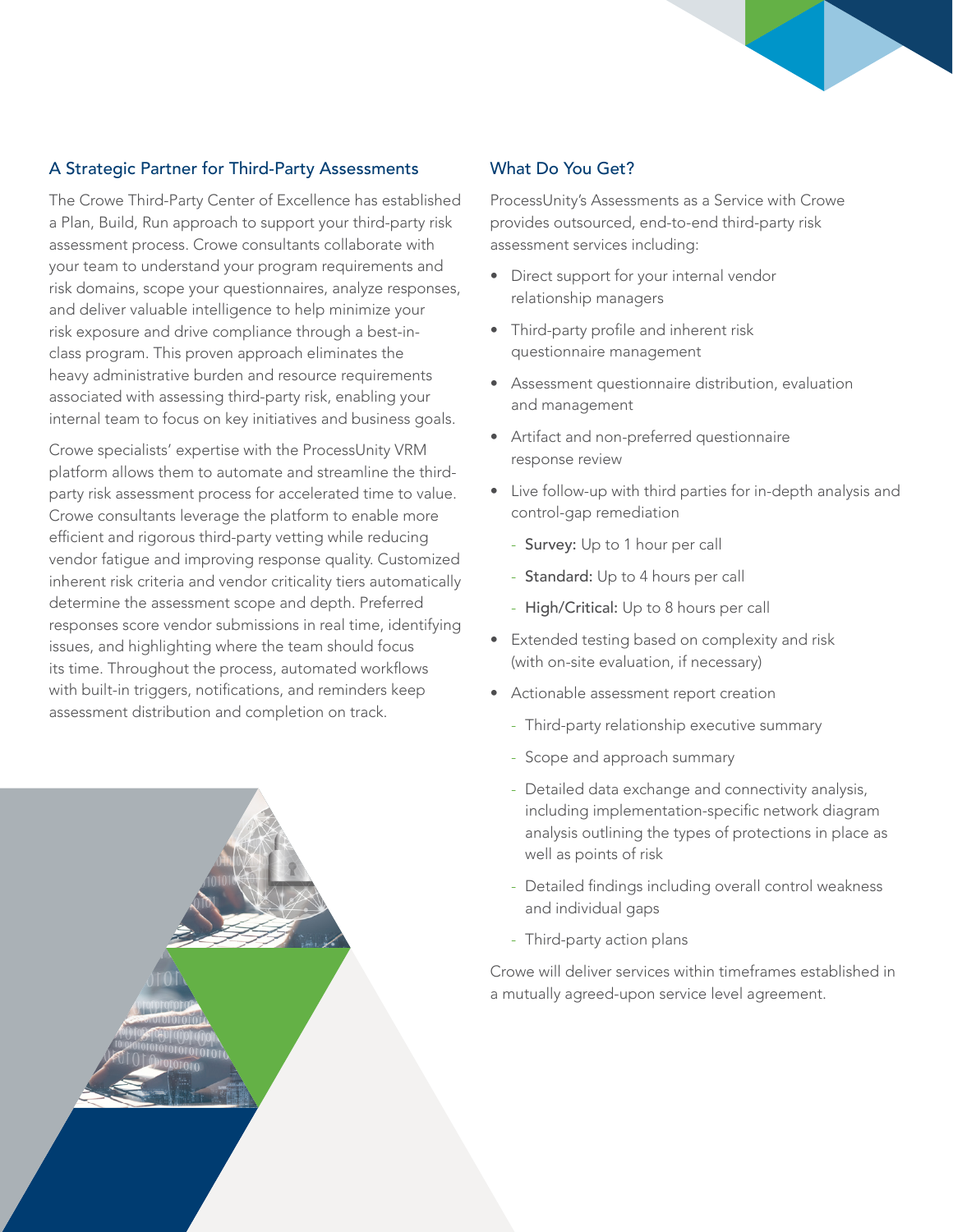## A Strategic Partner for Third-Party Assessments

The Crowe Third-Party Center of Excellence has established a Plan, Build, Run approach to support your third-party risk assessment process. Crowe consultants collaborate with your team to understand your program requirements and risk domains, scope your questionnaires, analyze responses, and deliver valuable intelligence to help minimize your risk exposure and drive compliance through a best-in-class program. This proven approach eliminates the heavy administrative burden and resource requirements associated with assessing third-party risk, enabling your internal team to focus on key initiatives and business goals.

Crowe specialists' expertise with the ProcessUnity VRM platform allows them to automate and streamline the third-party risk assessment process for accelerated time to value. Crowe consultants leverage the platform to enable more efficient and rigorous third-party vetting while reducing vendor fatigue and improving response quality. Customized inherent risk criteria and vendor criticality tiers automatically determine the assessment scope and depth. Preferred responses score vendor submissions in real time, identifying issues, and highlighting where the team should focus its time. Throughout the process, automated workflows with built-in triggers, notifications, and reminders keep assessment distribution and completion on track.

## What Do You Get?

ProcessUnity's Assessments as a Service with Crowe provides outsourced, end-to-end third-party risk assessment services including:

- Direct support for your internal vendor relationship managers
- Third-party profile and inherent risk questionnaire management
- Assessment questionnaire distribution, evaluation and management
- Artifact and non-preferred questionnaire response review
- Live follow-up with third parties for in-depth analysis and control-gap remediation
  - **Survey:** Up to 1 hour per call
  - **Standard:** Up to 4 hours per call
  - **High/Critical:** Up to 8 hours per call
- Extended testing based on complexity and risk (with on-site evaluation, if necessary)
- Actionable assessment report creation
  - Third-party relationship executive summary
  - Scope and approach summary
  - Detailed data exchange and connectivity analysis, including implementation-specific network diagram analysis outlining the types of protections in place as well as points of risk
  - Detailed findings including overall control weakness and individual gaps
  - Third-party action plans

Crowe will deliver services within timeframes established in a mutually agreed-upon service level agreement.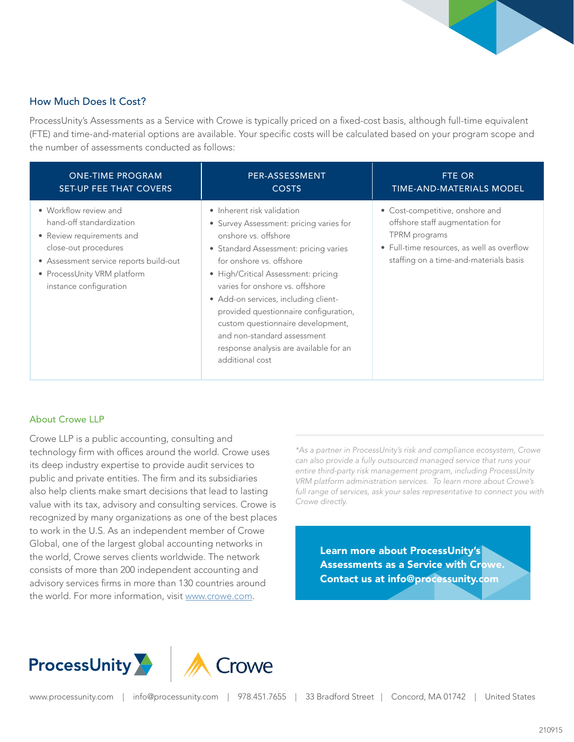## How Much Does It Cost?

ProcessUnity's Assessments as a Service with Crowe is typically priced on a fixed-cost basis, although full-time equivalent (FTE) and time-and-material options are available. Your specific costs will be calculated based on your program scope and the number of assessments conducted as follows:

| ONE-TIME PROGRAM SET-UP FEE THAT COVERS | PER-ASSESSMENT COSTS | FTE OR TIME-AND-MATERIALS MODEL |
|---|---|---|
| • Workflow review and hand-off standardization<br>• Review requirements and close-out procedures<br>• Assessment service reports build-out<br>• ProcessUnity VRM platform instance configuration | • Inherent risk validation<br>• Survey Assessment: pricing varies for onshore vs. offshore<br>• Standard Assessment: pricing varies for onshore vs. offshore<br>• High/Critical Assessment: pricing varies for onshore vs. offshore<br>• Add-on services, including client-provided questionnaire configuration, custom questionnaire development, and non-standard assessment response analysis are available for an additional cost | • Cost-competitive, onshore and offshore staff augmentation for TPRM programs<br>• Full-time resources, as well as overflow staffing on a time-and-materials basis |

## About Crowe LLP

Crowe LLP is a public accounting, consulting and technology firm with offices around the world. Crowe uses its deep industry expertise to provide audit services to public and private entities. The firm and its subsidiaries also help clients make smart decisions that lead to lasting value with its tax, advisory and consulting services. Crowe is recognized by many organizations as one of the best places to work in the U.S. As an independent member of Crowe Global, one of the largest global accounting networks in the world, Crowe serves clients worldwide. The network consists of more than 200 independent accounting and advisory services firms in more than 130 countries around the world. For more information, visit www.crowe.com.

*\*As a partner in ProcessUnity's risk and compliance ecosystem, Crowe can also provide a fully outsourced managed service that runs your entire third-party risk management program, including ProcessUnity VRM platform administration services. To learn more about Crowe's full range of services, ask your sales representative to connect you with Crowe directly.*

**Learn more about ProcessUnity's Assessments as a Service with Crowe. Contact us at info@processunity.com**

ProcessUnity | Crowe

www.processunity.com | info@processunity.com | 978.451.7655 | 33 Bradford Street | Concord, MA 01742 | United States

210915